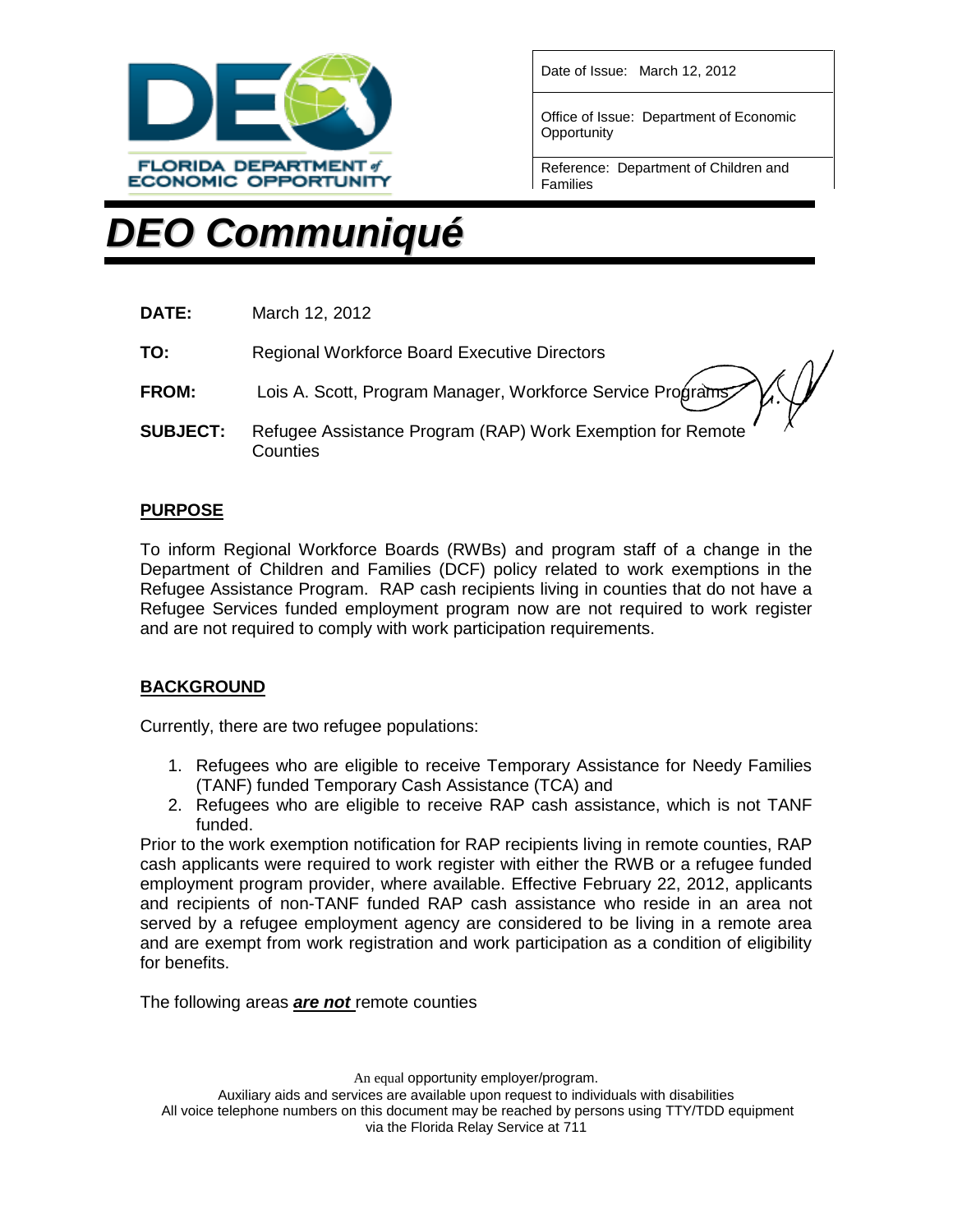FLORIDA DEPARTMENT of ECONOMIC OPPORTUNITY

| Date of Issue: March 12, 2012 |
|---|
| Office of Issue: Department of Economic Opportunity |
| Reference: Department of Children and Families |

# *DEO Communiqué*

**DATE:** March 12, 2012

**TO:** Regional Workforce Board Executive Directors

**FROM:** Lois A. Scott, Program Manager, Workforce Service Programs

**SUBJECT:** Refugee Assistance Program (RAP) Work Exemption for Remote Counties

## PURPOSE

To inform Regional Workforce Boards (RWBs) and program staff of a change in the Department of Children and Families (DCF) policy related to work exemptions in the Refugee Assistance Program. RAP cash recipients living in counties that do not have a Refugee Services funded employment program now are not required to work register and are not required to comply with work participation requirements.

## BACKGROUND

Currently, there are two refugee populations:

1. Refugees who are eligible to receive Temporary Assistance for Needy Families (TANF) funded Temporary Cash Assistance (TCA) and
2. Refugees who are eligible to receive RAP cash assistance, which is not TANF funded.

Prior to the work exemption notification for RAP recipients living in remote counties, RAP cash applicants were required to work register with either the RWB or a refugee funded employment program provider, where available. Effective February 22, 2012, applicants and recipients of non-TANF funded RAP cash assistance who reside in an area not served by a refugee employment agency are considered to be living in a remote area and are exempt from work registration and work participation as a condition of eligibility for benefits.

The following areas ***are not*** remote counties

An equal opportunity employer/program.
Auxiliary aids and services are available upon request to individuals with disabilities
All voice telephone numbers on this document may be reached by persons using TTY/TDD equipment via the Florida Relay Service at 711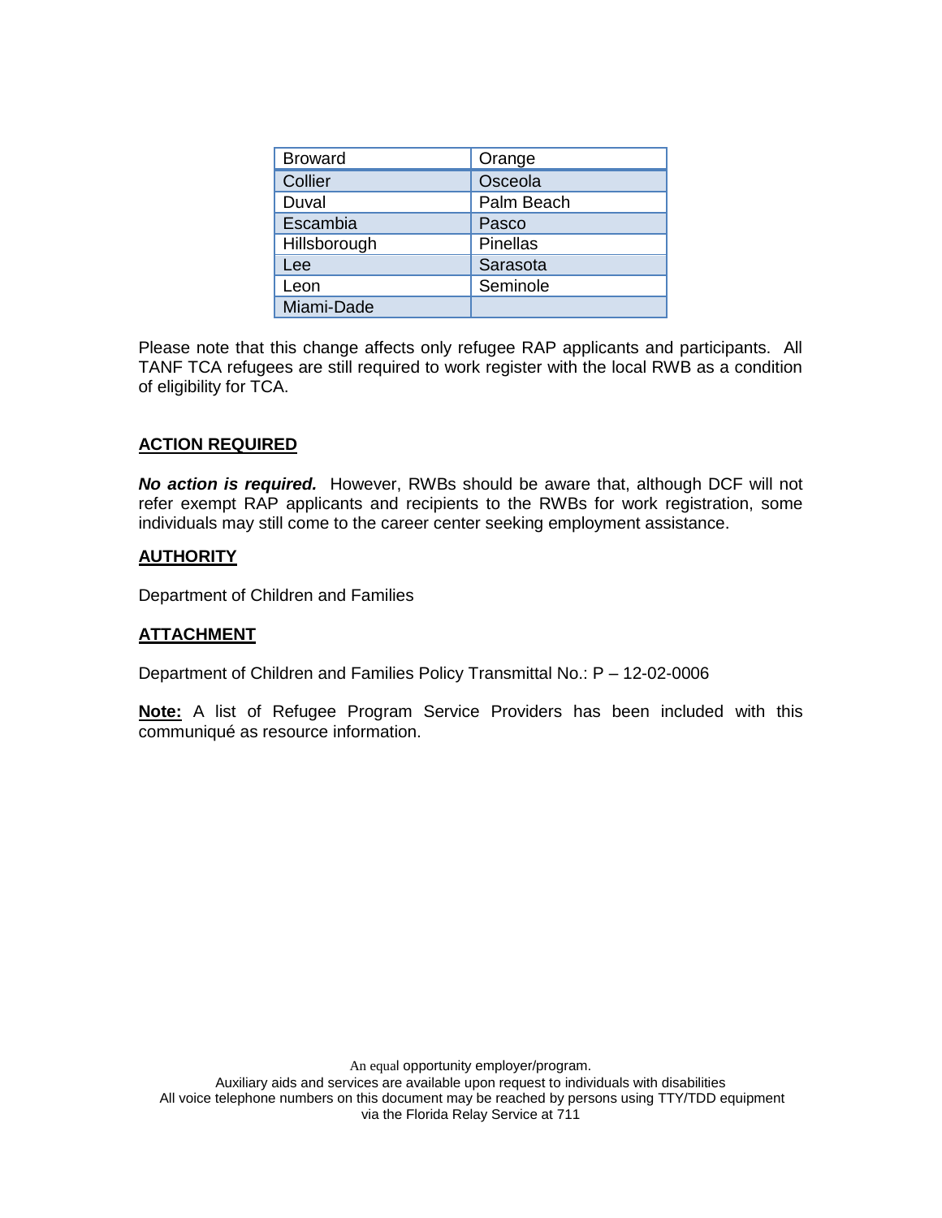| | |
|---|---|
| Broward | Orange |
| Collier | Osceola |
| Duval | Palm Beach |
| Escambia | Pasco |
| Hillsborough | Pinellas |
| Lee | Sarasota |
| Leon | Seminole |
| Miami-Dade | |

Please note that this change affects only refugee RAP applicants and participants. All TANF TCA refugees are still required to work register with the local RWB as a condition of eligibility for TCA.

**ACTION REQUIRED**

***No action is required.*** However, RWBs should be aware that, although DCF will not refer exempt RAP applicants and recipients to the RWBs for work registration, some individuals may still come to the career center seeking employment assistance.

**AUTHORITY**

Department of Children and Families

**ATTACHMENT**

Department of Children and Families Policy Transmittal No.: P – 12-02-0006

**Note:** A list of Refugee Program Service Providers has been included with this communiqué as resource information.

An equal opportunity employer/program.
Auxiliary aids and services are available upon request to individuals with disabilities
All voice telephone numbers on this document may be reached by persons using TTY/TDD equipment via the Florida Relay Service at 711